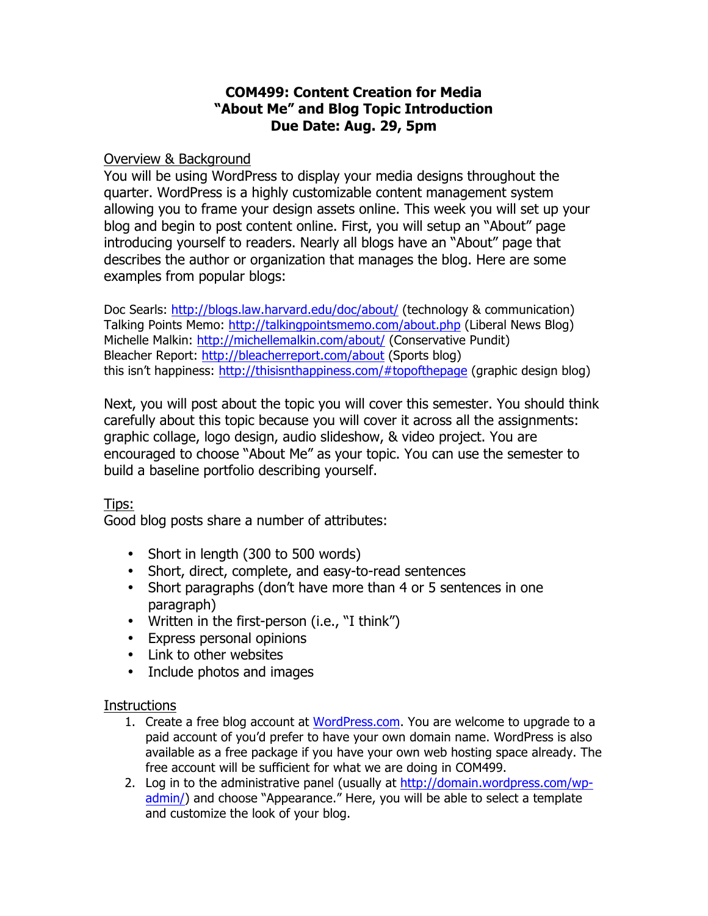# COM499: Content Creation for Media
# "About Me" and Blog Topic Introduction
# Due Date: Aug. 29, 5pm

## Overview & Background

You will be using WordPress to display your media designs throughout the quarter. WordPress is a highly customizable content management system allowing you to frame your design assets online. This week you will set up your blog and begin to post content online. First, you will setup an "About" page introducing yourself to readers. Nearly all blogs have an "About" page that describes the author or organization that manages the blog. Here are some examples from popular blogs:

Doc Searls: http://blogs.law.harvard.edu/doc/about/ (technology & communication)
Talking Points Memo: http://talkingpointsmemo.com/about.php (Liberal News Blog)
Michelle Malkin: http://michellemalkin.com/about/ (Conservative Pundit)
Bleacher Report: http://bleacherreport.com/about (Sports blog)
this isn't happiness: http://thisisnthappiness.com/#topofthepage (graphic design blog)

Next, you will post about the topic you will cover this semester. You should think carefully about this topic because you will cover it across all the assignments: graphic collage, logo design, audio slideshow, & video project. You are encouraged to choose "About Me" as your topic. You can use the semester to build a baseline portfolio describing yourself.

## Tips:

Good blog posts share a number of attributes:

- Short in length (300 to 500 words)
- Short, direct, complete, and easy-to-read sentences
- Short paragraphs (don't have more than 4 or 5 sentences in one paragraph)
- Written in the first-person (i.e., "I think")
- Express personal opinions
- Link to other websites
- Include photos and images

## Instructions

1. Create a free blog account at WordPress.com. You are welcome to upgrade to a paid account of you'd prefer to have your own domain name. WordPress is also available as a free package if you have your own web hosting space already. The free account will be sufficient for what we are doing in COM499.
2. Log in to the administrative panel (usually at http://domain.wordpress.com/wp-admin/) and choose "Appearance." Here, you will be able to select a template and customize the look of your blog.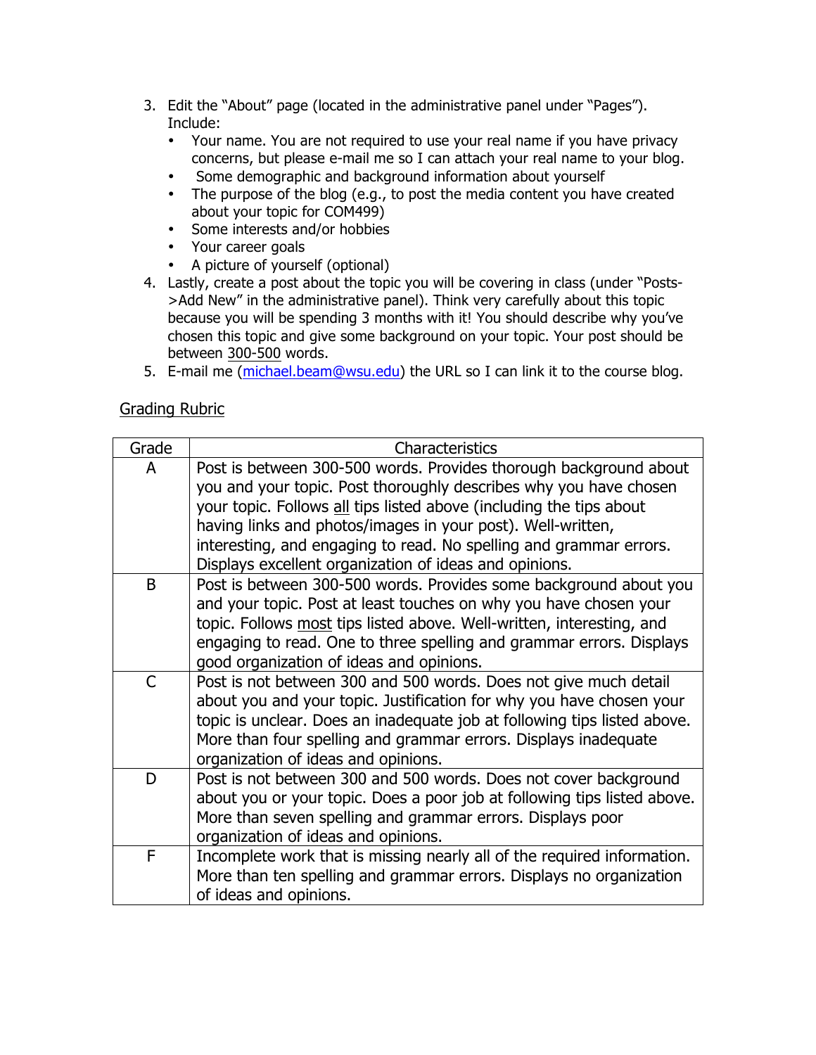3. Edit the "About" page (located in the administrative panel under "Pages"). Include:
   - Your name. You are not required to use your real name if you have privacy concerns, but please e-mail me so I can attach your real name to your blog.
   - Some demographic and background information about yourself
   - The purpose of the blog (e.g., to post the media content you have created about your topic for COM499)
   - Some interests and/or hobbies
   - Your career goals
   - A picture of yourself (optional)
4. Lastly, create a post about the topic you will be covering in class (under "Posts->Add New" in the administrative panel). Think very carefully about this topic because you will be spending 3 months with it! You should describe why you've chosen this topic and give some background on your topic. Your post should be between 300-500 words.
5. E-mail me (michael.beam@wsu.edu) the URL so I can link it to the course blog.

Grading Rubric

| Grade | Characteristics |
|---|---|
| A | Post is between 300-500 words. Provides thorough background about you and your topic. Post thoroughly describes why you have chosen your topic. Follows all tips listed above (including the tips about having links and photos/images in your post). Well-written, interesting, and engaging to read. No spelling and grammar errors. Displays excellent organization of ideas and opinions. |
| B | Post is between 300-500 words. Provides some background about you and your topic. Post at least touches on why you have chosen your topic. Follows most tips listed above. Well-written, interesting, and engaging to read. One to three spelling and grammar errors. Displays good organization of ideas and opinions. |
| C | Post is not between 300 and 500 words. Does not give much detail about you and your topic. Justification for why you have chosen your topic is unclear. Does an inadequate job at following tips listed above. More than four spelling and grammar errors. Displays inadequate organization of ideas and opinions. |
| D | Post is not between 300 and 500 words. Does not cover background about you or your topic. Does a poor job at following tips listed above. More than seven spelling and grammar errors. Displays poor organization of ideas and opinions. |
| F | Incomplete work that is missing nearly all of the required information. More than ten spelling and grammar errors. Displays no organization of ideas and opinions. |